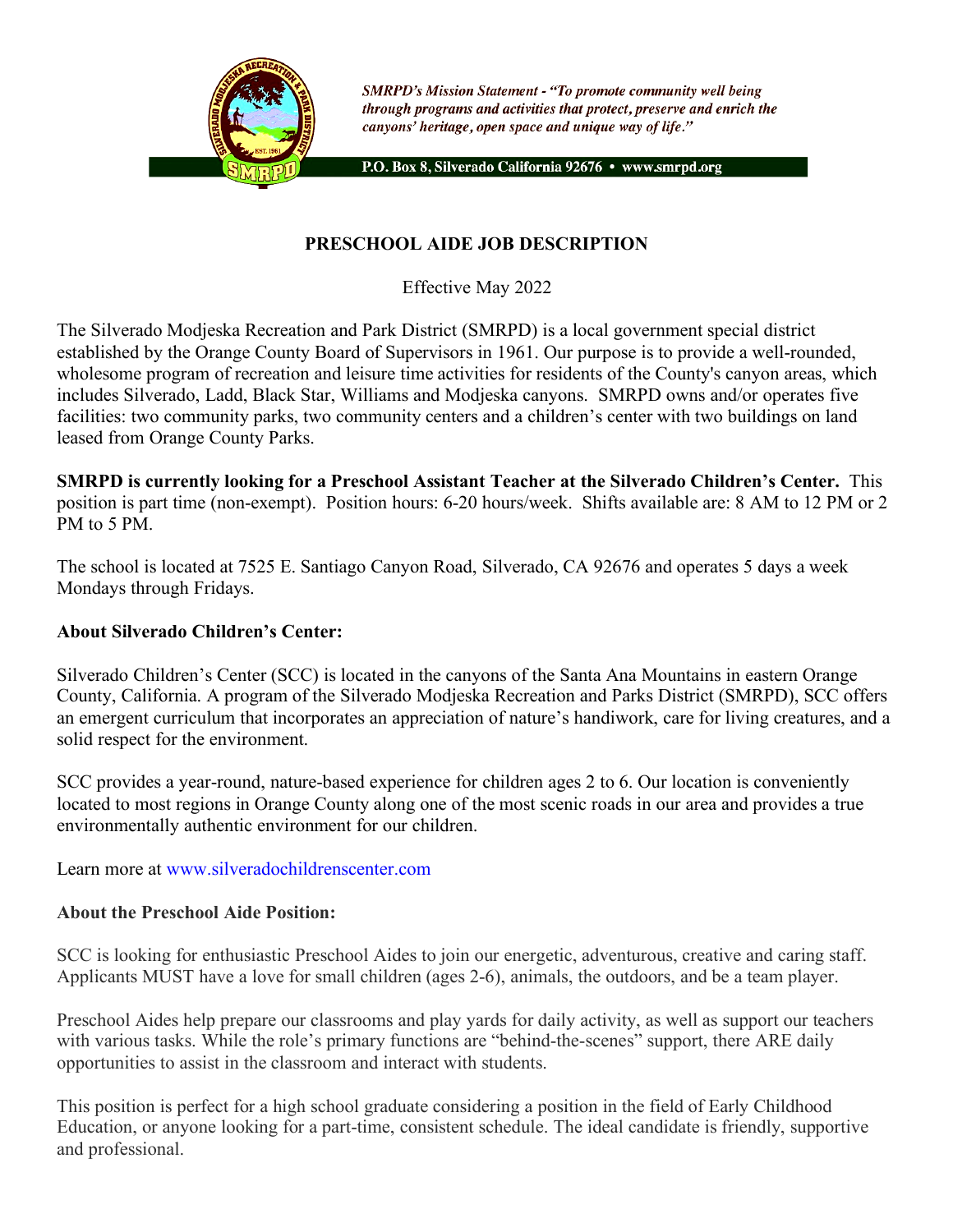*SMRPD's Mission Statement - "To promote community well being through programs and activities that protect, preserve and enrich the canyons' heritage, open space and unique way of life."*

**P.O. Box 8, Silverado California 92676 • www.smrpd.org**

# PRESCHOOL AIDE JOB DESCRIPTION

Effective May 2022

The Silverado Modjeska Recreation and Park District (SMRPD) is a local government special district established by the Orange County Board of Supervisors in 1961. Our purpose is to provide a well-rounded, wholesome program of recreation and leisure time activities for residents of the County's canyon areas, which includes Silverado, Ladd, Black Star, Williams and Modjeska canyons. SMRPD owns and/or operates five facilities: two community parks, two community centers and a children's center with two buildings on land leased from Orange County Parks.

**SMRPD is currently looking for a Preschool Assistant Teacher at the Silverado Children's Center.** This position is part time (non-exempt). Position hours: 6-20 hours/week. Shifts available are: 8 AM to 12 PM or 2 PM to 5 PM.

The school is located at 7525 E. Santiago Canyon Road, Silverado, CA 92676 and operates 5 days a week Mondays through Fridays.

### About Silverado Children's Center:

Silverado Children's Center (SCC) is located in the canyons of the Santa Ana Mountains in eastern Orange County, California. A program of the Silverado Modjeska Recreation and Parks District (SMRPD), SCC offers an emergent curriculum that incorporates an appreciation of nature's handiwork, care for living creatures, and a solid respect for the environment.

SCC provides a year-round, nature-based experience for children ages 2 to 6. Our location is conveniently located to most regions in Orange County along one of the most scenic roads in our area and provides a true environmentally authentic environment for our children.

Learn more at www.silveradochildrenscenter.com

### About the Preschool Aide Position:

SCC is looking for enthusiastic Preschool Aides to join our energetic, adventurous, creative and caring staff. Applicants MUST have a love for small children (ages 2-6), animals, the outdoors, and be a team player.

Preschool Aides help prepare our classrooms and play yards for daily activity, as well as support our teachers with various tasks. While the role's primary functions are "behind-the-scenes" support, there ARE daily opportunities to assist in the classroom and interact with students.

This position is perfect for a high school graduate considering a position in the field of Early Childhood Education, or anyone looking for a part-time, consistent schedule. The ideal candidate is friendly, supportive and professional.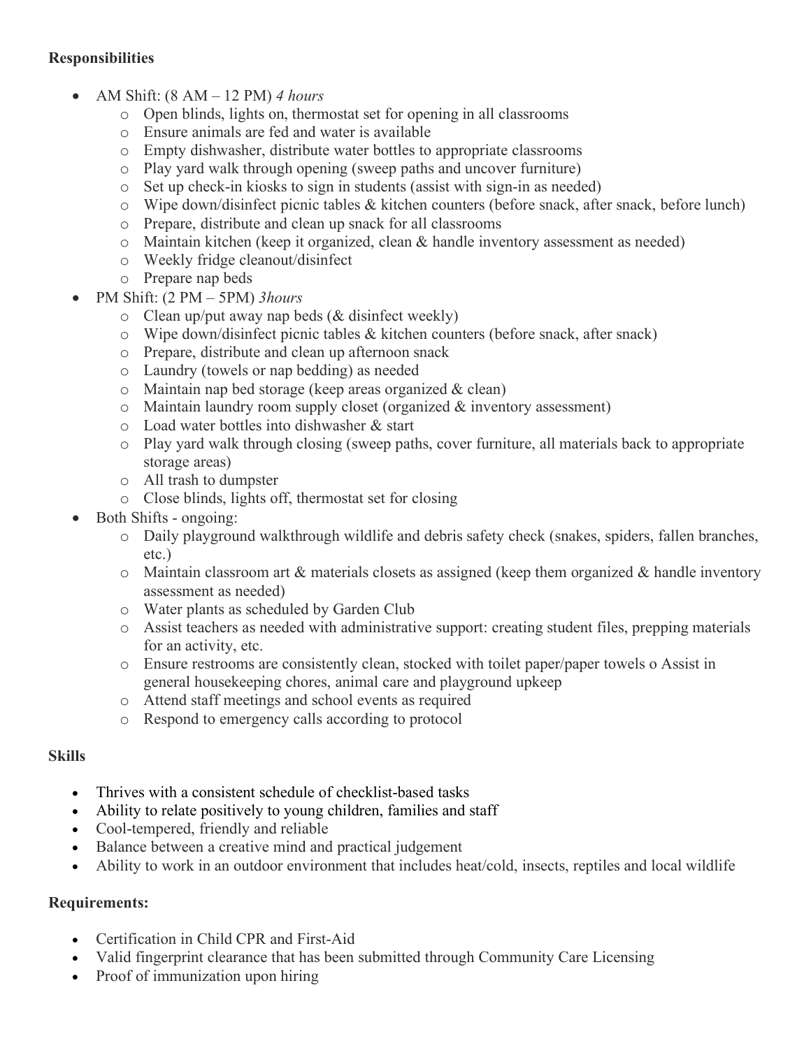**Responsibilities**

- AM Shift: (8 AM – 12 PM) *4 hours*
  - Open blinds, lights on, thermostat set for opening in all classrooms
  - Ensure animals are fed and water is available
  - Empty dishwasher, distribute water bottles to appropriate classrooms
  - Play yard walk through opening (sweep paths and uncover furniture)
  - Set up check-in kiosks to sign in students (assist with sign-in as needed)
  - Wipe down/disinfect picnic tables & kitchen counters (before snack, after snack, before lunch)
  - Prepare, distribute and clean up snack for all classrooms
  - Maintain kitchen (keep it organized, clean & handle inventory assessment as needed)
  - Weekly fridge cleanout/disinfect
  - Prepare nap beds
- PM Shift: (2 PM – 5PM) *3hours*
  - Clean up/put away nap beds (& disinfect weekly)
  - Wipe down/disinfect picnic tables & kitchen counters (before snack, after snack)
  - Prepare, distribute and clean up afternoon snack
  - Laundry (towels or nap bedding) as needed
  - Maintain nap bed storage (keep areas organized & clean)
  - Maintain laundry room supply closet (organized & inventory assessment)
  - Load water bottles into dishwasher & start
  - Play yard walk through closing (sweep paths, cover furniture, all materials back to appropriate storage areas)
  - All trash to dumpster
  - Close blinds, lights off, thermostat set for closing
- Both Shifts - ongoing:
  - Daily playground walkthrough wildlife and debris safety check (snakes, spiders, fallen branches, etc.)
  - Maintain classroom art & materials closets as assigned (keep them organized & handle inventory assessment as needed)
  - Water plants as scheduled by Garden Club
  - Assist teachers as needed with administrative support: creating student files, prepping materials for an activity, etc.
  - Ensure restrooms are consistently clean, stocked with toilet paper/paper towels o Assist in general housekeeping chores, animal care and playground upkeep
  - Attend staff meetings and school events as required
  - Respond to emergency calls according to protocol

**Skills**

- Thrives with a consistent schedule of checklist-based tasks
- Ability to relate positively to young children, families and staff
- Cool-tempered, friendly and reliable
- Balance between a creative mind and practical judgement
- Ability to work in an outdoor environment that includes heat/cold, insects, reptiles and local wildlife

**Requirements:**

- Certification in Child CPR and First-Aid
- Valid fingerprint clearance that has been submitted through Community Care Licensing
- Proof of immunization upon hiring